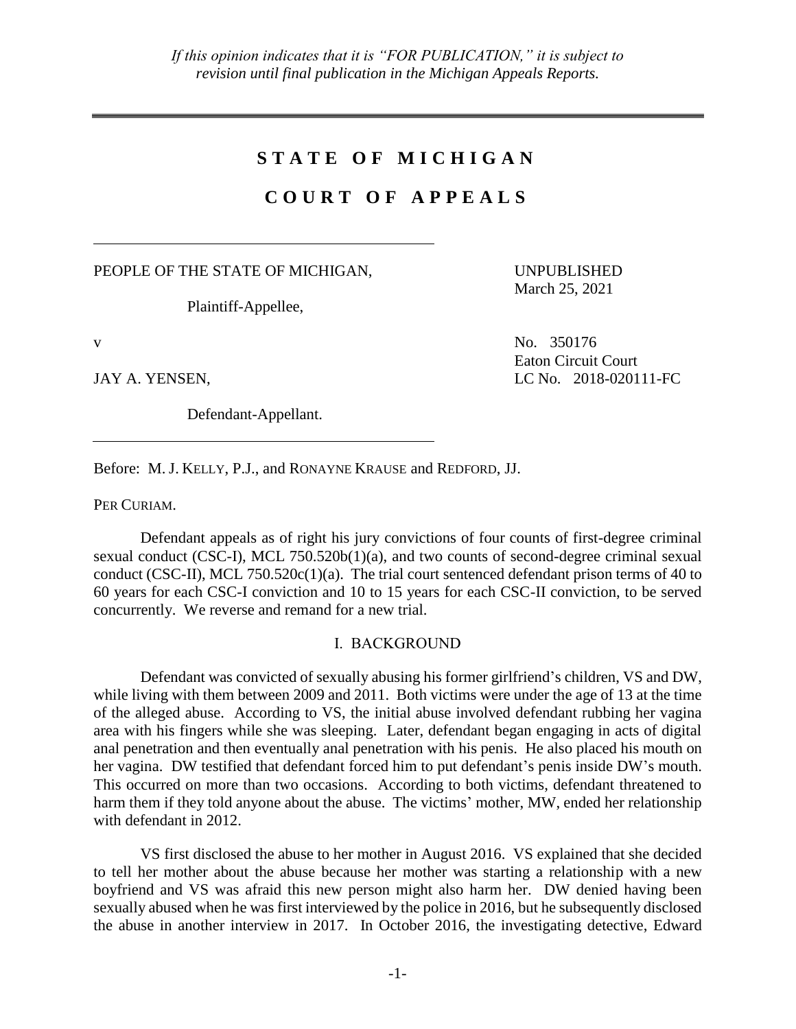*If this opinion indicates that it is "FOR PUBLICATION," it is subject to revision until final publication in the Michigan Appeals Reports.*

# STATE OF MICHIGAN

# COURT OF APPEALS

PEOPLE OF THE STATE OF MICHIGAN,

Plaintiff-Appellee,

v

JAY A. YENSEN,

Defendant-Appellant.

UNPUBLISHED
March 25, 2021

No. 350176
Eaton Circuit Court
LC No. 2018-020111-FC

Before: M. J. KELLY, P.J., and RONAYNE KRAUSE and REDFORD, JJ.

PER CURIAM.

Defendant appeals as of right his jury convictions of four counts of first-degree criminal sexual conduct (CSC-I), MCL 750.520b(1)(a), and two counts of second-degree criminal sexual conduct (CSC-II), MCL 750.520c(1)(a). The trial court sentenced defendant prison terms of 40 to 60 years for each CSC-I conviction and 10 to 15 years for each CSC-II conviction, to be served concurrently. We reverse and remand for a new trial.

## I. BACKGROUND

Defendant was convicted of sexually abusing his former girlfriend's children, VS and DW, while living with them between 2009 and 2011. Both victims were under the age of 13 at the time of the alleged abuse. According to VS, the initial abuse involved defendant rubbing her vagina area with his fingers while she was sleeping. Later, defendant began engaging in acts of digital anal penetration and then eventually anal penetration with his penis. He also placed his mouth on her vagina. DW testified that defendant forced him to put defendant's penis inside DW's mouth. This occurred on more than two occasions. According to both victims, defendant threatened to harm them if they told anyone about the abuse. The victims' mother, MW, ended her relationship with defendant in 2012.

VS first disclosed the abuse to her mother in August 2016. VS explained that she decided to tell her mother about the abuse because her mother was starting a relationship with a new boyfriend and VS was afraid this new person might also harm her. DW denied having been sexually abused when he was first interviewed by the police in 2016, but he subsequently disclosed the abuse in another interview in 2017. In October 2016, the investigating detective, Edward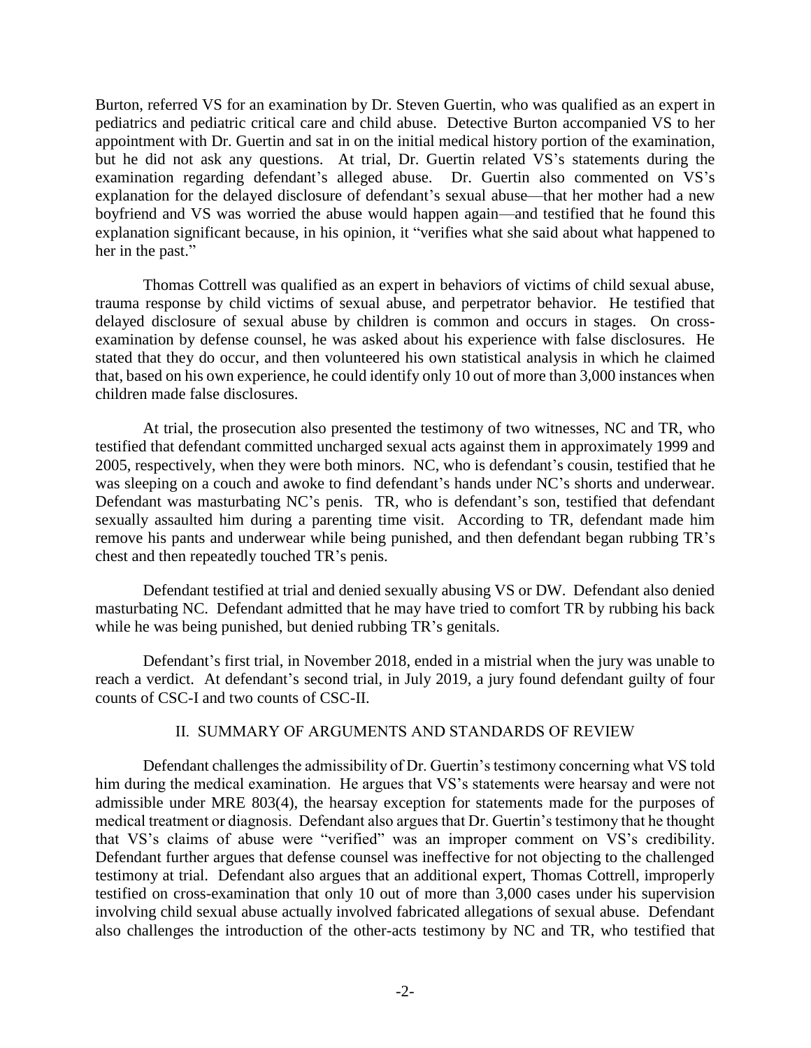Burton, referred VS for an examination by Dr. Steven Guertin, who was qualified as an expert in pediatrics and pediatric critical care and child abuse. Detective Burton accompanied VS to her appointment with Dr. Guertin and sat in on the initial medical history portion of the examination, but he did not ask any questions. At trial, Dr. Guertin related VS's statements during the examination regarding defendant's alleged abuse. Dr. Guertin also commented on VS's explanation for the delayed disclosure of defendant's sexual abuse—that her mother had a new boyfriend and VS was worried the abuse would happen again—and testified that he found this explanation significant because, in his opinion, it "verifies what she said about what happened to her in the past."

Thomas Cottrell was qualified as an expert in behaviors of victims of child sexual abuse, trauma response by child victims of sexual abuse, and perpetrator behavior. He testified that delayed disclosure of sexual abuse by children is common and occurs in stages. On cross-examination by defense counsel, he was asked about his experience with false disclosures. He stated that they do occur, and then volunteered his own statistical analysis in which he claimed that, based on his own experience, he could identify only 10 out of more than 3,000 instances when children made false disclosures.

At trial, the prosecution also presented the testimony of two witnesses, NC and TR, who testified that defendant committed uncharged sexual acts against them in approximately 1999 and 2005, respectively, when they were both minors. NC, who is defendant's cousin, testified that he was sleeping on a couch and awoke to find defendant's hands under NC's shorts and underwear. Defendant was masturbating NC's penis. TR, who is defendant's son, testified that defendant sexually assaulted him during a parenting time visit. According to TR, defendant made him remove his pants and underwear while being punished, and then defendant began rubbing TR's chest and then repeatedly touched TR's penis.

Defendant testified at trial and denied sexually abusing VS or DW. Defendant also denied masturbating NC. Defendant admitted that he may have tried to comfort TR by rubbing his back while he was being punished, but denied rubbing TR's genitals.

Defendant's first trial, in November 2018, ended in a mistrial when the jury was unable to reach a verdict. At defendant's second trial, in July 2019, a jury found defendant guilty of four counts of CSC-I and two counts of CSC-II.

## II. SUMMARY OF ARGUMENTS AND STANDARDS OF REVIEW

Defendant challenges the admissibility of Dr. Guertin's testimony concerning what VS told him during the medical examination. He argues that VS's statements were hearsay and were not admissible under MRE 803(4), the hearsay exception for statements made for the purposes of medical treatment or diagnosis. Defendant also argues that Dr. Guertin's testimony that he thought that VS's claims of abuse were "verified" was an improper comment on VS's credibility. Defendant further argues that defense counsel was ineffective for not objecting to the challenged testimony at trial. Defendant also argues that an additional expert, Thomas Cottrell, improperly testified on cross-examination that only 10 out of more than 3,000 cases under his supervision involving child sexual abuse actually involved fabricated allegations of sexual abuse. Defendant also challenges the introduction of the other-acts testimony by NC and TR, who testified that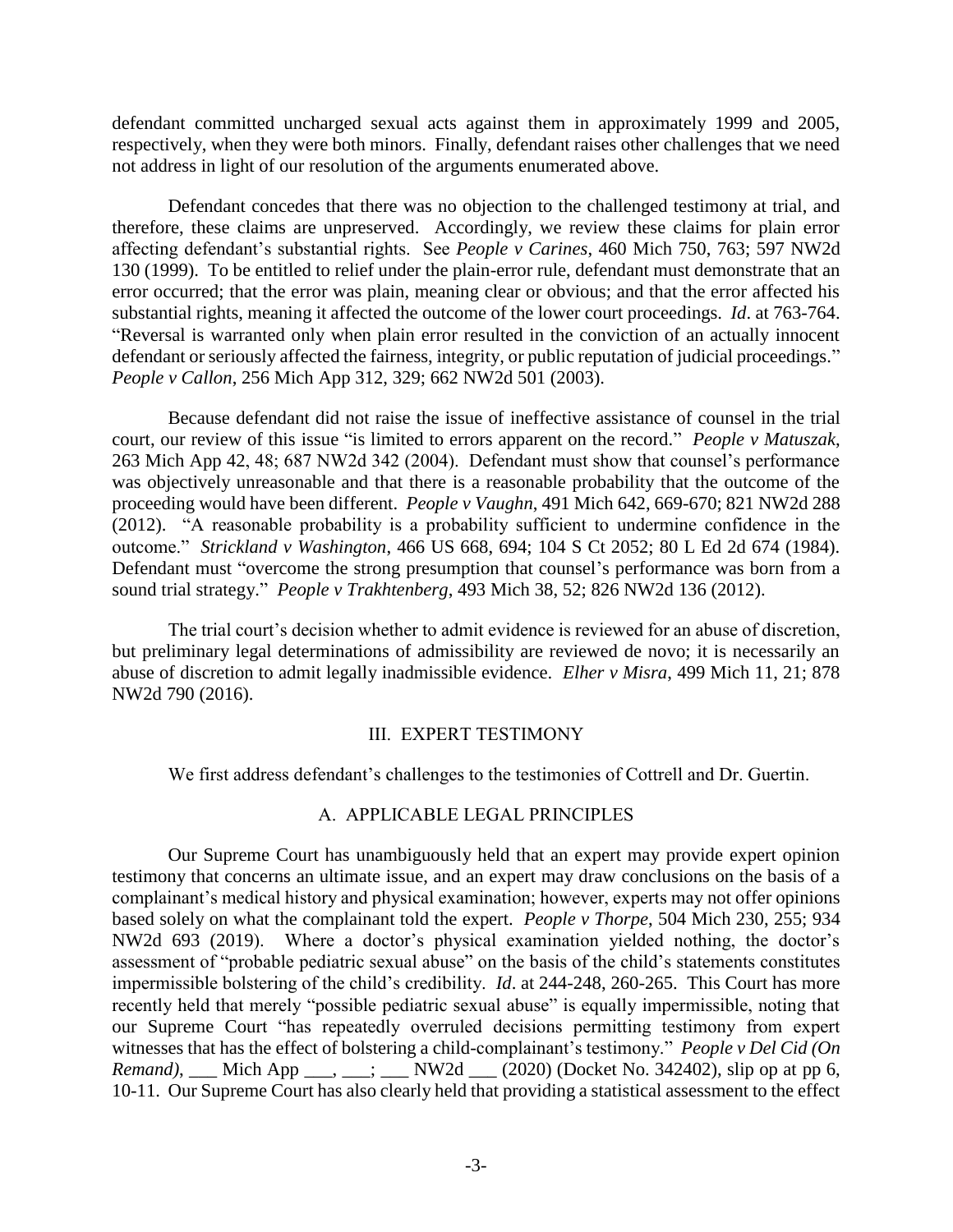defendant committed uncharged sexual acts against them in approximately 1999 and 2005, respectively, when they were both minors. Finally, defendant raises other challenges that we need not address in light of our resolution of the arguments enumerated above.

Defendant concedes that there was no objection to the challenged testimony at trial, and therefore, these claims are unpreserved. Accordingly, we review these claims for plain error affecting defendant's substantial rights. See *People v Carines*, 460 Mich 750, 763; 597 NW2d 130 (1999). To be entitled to relief under the plain-error rule, defendant must demonstrate that an error occurred; that the error was plain, meaning clear or obvious; and that the error affected his substantial rights, meaning it affected the outcome of the lower court proceedings. *Id*. at 763-764. "Reversal is warranted only when plain error resulted in the conviction of an actually innocent defendant or seriously affected the fairness, integrity, or public reputation of judicial proceedings." *People v Callon*, 256 Mich App 312, 329; 662 NW2d 501 (2003).

Because defendant did not raise the issue of ineffective assistance of counsel in the trial court, our review of this issue "is limited to errors apparent on the record." *People v Matuszak*, 263 Mich App 42, 48; 687 NW2d 342 (2004). Defendant must show that counsel's performance was objectively unreasonable and that there is a reasonable probability that the outcome of the proceeding would have been different. *People v Vaughn*, 491 Mich 642, 669-670; 821 NW2d 288 (2012). "A reasonable probability is a probability sufficient to undermine confidence in the outcome." *Strickland v Washington*, 466 US 668, 694; 104 S Ct 2052; 80 L Ed 2d 674 (1984). Defendant must "overcome the strong presumption that counsel's performance was born from a sound trial strategy." *People v Trakhtenberg*, 493 Mich 38, 52; 826 NW2d 136 (2012).

The trial court's decision whether to admit evidence is reviewed for an abuse of discretion, but preliminary legal determinations of admissibility are reviewed de novo; it is necessarily an abuse of discretion to admit legally inadmissible evidence. *Elher v Misra*, 499 Mich 11, 21; 878 NW2d 790 (2016).

## III. EXPERT TESTIMONY

We first address defendant's challenges to the testimonies of Cottrell and Dr. Guertin.

### A. APPLICABLE LEGAL PRINCIPLES

Our Supreme Court has unambiguously held that an expert may provide expert opinion testimony that concerns an ultimate issue, and an expert may draw conclusions on the basis of a complainant's medical history and physical examination; however, experts may not offer opinions based solely on what the complainant told the expert. *People v Thorpe*, 504 Mich 230, 255; 934 NW2d 693 (2019). Where a doctor's physical examination yielded nothing, the doctor's assessment of "probable pediatric sexual abuse" on the basis of the child's statements constitutes impermissible bolstering of the child's credibility. *Id*. at 244-248, 260-265. This Court has more recently held that merely "possible pediatric sexual abuse" is equally impermissible, noting that our Supreme Court "has repeatedly overruled decisions permitting testimony from expert witnesses that has the effect of bolstering a child-complainant's testimony." *People v Del Cid (On Remand)*, ___ Mich App ___, ___; ___ NW2d ___ (2020) (Docket No. 342402), slip op at pp 6, 10-11. Our Supreme Court has also clearly held that providing a statistical assessment to the effect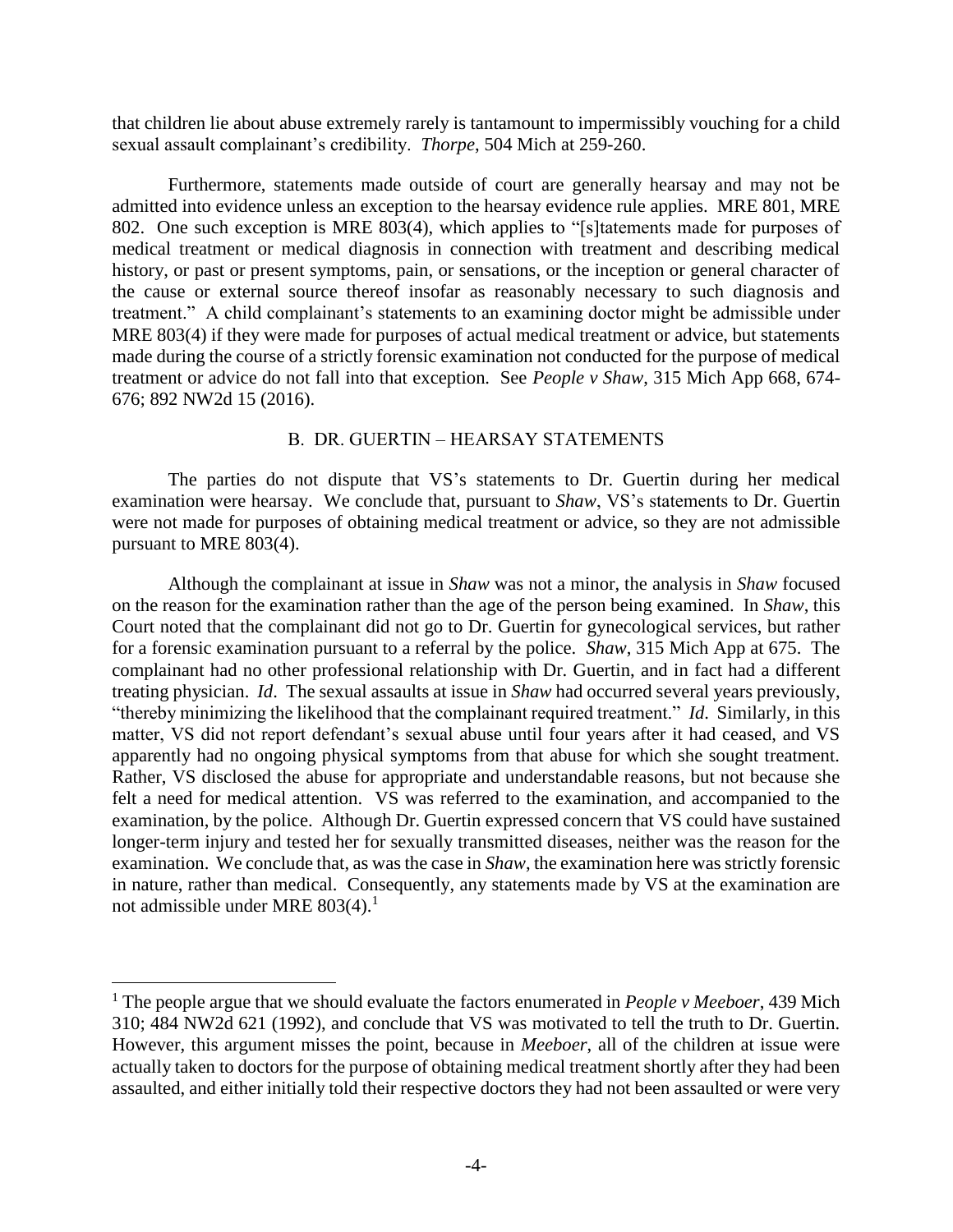that children lie about abuse extremely rarely is tantamount to impermissibly vouching for a child sexual assault complainant's credibility. *Thorpe*, 504 Mich at 259-260.

Furthermore, statements made outside of court are generally hearsay and may not be admitted into evidence unless an exception to the hearsay evidence rule applies. MRE 801, MRE 802. One such exception is MRE 803(4), which applies to "[s]tatements made for purposes of medical treatment or medical diagnosis in connection with treatment and describing medical history, or past or present symptoms, pain, or sensations, or the inception or general character of the cause or external source thereof insofar as reasonably necessary to such diagnosis and treatment." A child complainant's statements to an examining doctor might be admissible under MRE 803(4) if they were made for purposes of actual medical treatment or advice, but statements made during the course of a strictly forensic examination not conducted for the purpose of medical treatment or advice do not fall into that exception. See *People v Shaw*, 315 Mich App 668, 674-676; 892 NW2d 15 (2016).

## B. DR. GUERTIN – HEARSAY STATEMENTS

The parties do not dispute that VS's statements to Dr. Guertin during her medical examination were hearsay. We conclude that, pursuant to *Shaw*, VS's statements to Dr. Guertin were not made for purposes of obtaining medical treatment or advice, so they are not admissible pursuant to MRE 803(4).

Although the complainant at issue in *Shaw* was not a minor, the analysis in *Shaw* focused on the reason for the examination rather than the age of the person being examined. In *Shaw*, this Court noted that the complainant did not go to Dr. Guertin for gynecological services, but rather for a forensic examination pursuant to a referral by the police. *Shaw*, 315 Mich App at 675. The complainant had no other professional relationship with Dr. Guertin, and in fact had a different treating physician. *Id*. The sexual assaults at issue in *Shaw* had occurred several years previously, "thereby minimizing the likelihood that the complainant required treatment." *Id*. Similarly, in this matter, VS did not report defendant's sexual abuse until four years after it had ceased, and VS apparently had no ongoing physical symptoms from that abuse for which she sought treatment. Rather, VS disclosed the abuse for appropriate and understandable reasons, but not because she felt a need for medical attention. VS was referred to the examination, and accompanied to the examination, by the police. Although Dr. Guertin expressed concern that VS could have sustained longer-term injury and tested her for sexually transmitted diseases, neither was the reason for the examination. We conclude that, as was the case in *Shaw*, the examination here was strictly forensic in nature, rather than medical. Consequently, any statements made by VS at the examination are not admissible under MRE 803(4).[1]

---

[1] The people argue that we should evaluate the factors enumerated in *People v Meeboer*, 439 Mich 310; 484 NW2d 621 (1992), and conclude that VS was motivated to tell the truth to Dr. Guertin. However, this argument misses the point, because in *Meeboer*, all of the children at issue were actually taken to doctors for the purpose of obtaining medical treatment shortly after they had been assaulted, and either initially told their respective doctors they had not been assaulted or were very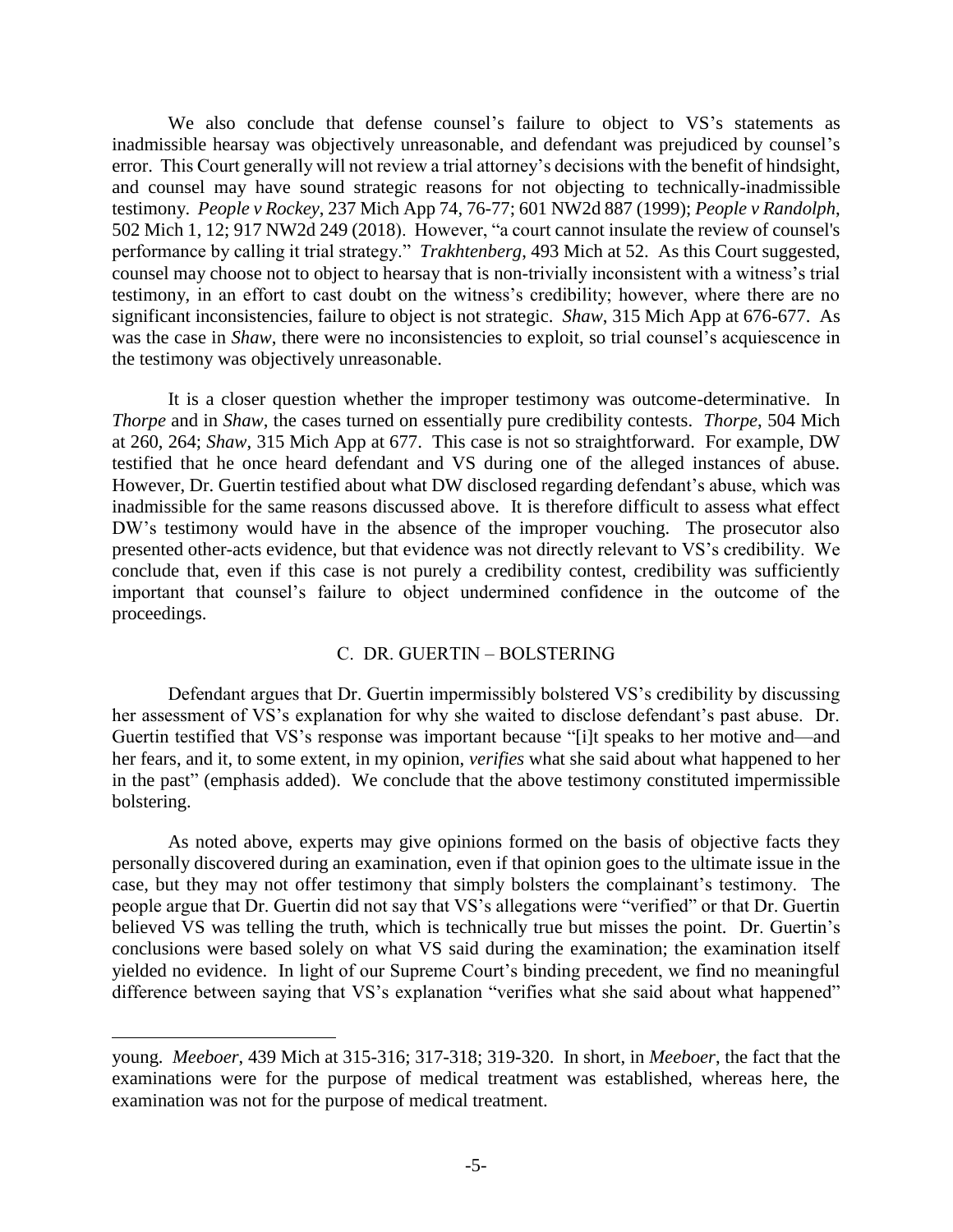We also conclude that defense counsel's failure to object to VS's statements as inadmissible hearsay was objectively unreasonable, and defendant was prejudiced by counsel's error. This Court generally will not review a trial attorney's decisions with the benefit of hindsight, and counsel may have sound strategic reasons for not objecting to technically-inadmissible testimony. *People v Rockey*, 237 Mich App 74, 76-77; 601 NW2d 887 (1999); *People v Randolph*, 502 Mich 1, 12; 917 NW2d 249 (2018). However, "a court cannot insulate the review of counsel's performance by calling it trial strategy." *Trakhtenberg*, 493 Mich at 52. As this Court suggested, counsel may choose not to object to hearsay that is non-trivially inconsistent with a witness's trial testimony, in an effort to cast doubt on the witness's credibility; however, where there are no significant inconsistencies, failure to object is not strategic. *Shaw*, 315 Mich App at 676-677. As was the case in *Shaw*, there were no inconsistencies to exploit, so trial counsel's acquiescence in the testimony was objectively unreasonable.

It is a closer question whether the improper testimony was outcome-determinative. In *Thorpe* and in *Shaw*, the cases turned on essentially pure credibility contests. *Thorpe*, 504 Mich at 260, 264; *Shaw*, 315 Mich App at 677. This case is not so straightforward. For example, DW testified that he once heard defendant and VS during one of the alleged instances of abuse. However, Dr. Guertin testified about what DW disclosed regarding defendant's abuse, which was inadmissible for the same reasons discussed above. It is therefore difficult to assess what effect DW's testimony would have in the absence of the improper vouching. The prosecutor also presented other-acts evidence, but that evidence was not directly relevant to VS's credibility. We conclude that, even if this case is not purely a credibility contest, credibility was sufficiently important that counsel's failure to object undermined confidence in the outcome of the proceedings.

### C. DR. GUERTIN – BOLSTERING

Defendant argues that Dr. Guertin impermissibly bolstered VS's credibility by discussing her assessment of VS's explanation for why she waited to disclose defendant's past abuse. Dr. Guertin testified that VS's response was important because "[i]t speaks to her motive and—and her fears, and it, to some extent, in my opinion, *verifies* what she said about what happened to her in the past" (emphasis added). We conclude that the above testimony constituted impermissible bolstering.

As noted above, experts may give opinions formed on the basis of objective facts they personally discovered during an examination, even if that opinion goes to the ultimate issue in the case, but they may not offer testimony that simply bolsters the complainant's testimony. The people argue that Dr. Guertin did not say that VS's allegations were "verified" or that Dr. Guertin believed VS was telling the truth, which is technically true but misses the point. Dr. Guertin's conclusions were based solely on what VS said during the examination; the examination itself yielded no evidence. In light of our Supreme Court's binding precedent, we find no meaningful difference between saying that VS's explanation "verifies what she said about what happened"

---

young. *Meeboer*, 439 Mich at 315-316; 317-318; 319-320. In short, in *Meeboer*, the fact that the examinations were for the purpose of medical treatment was established, whereas here, the examination was not for the purpose of medical treatment.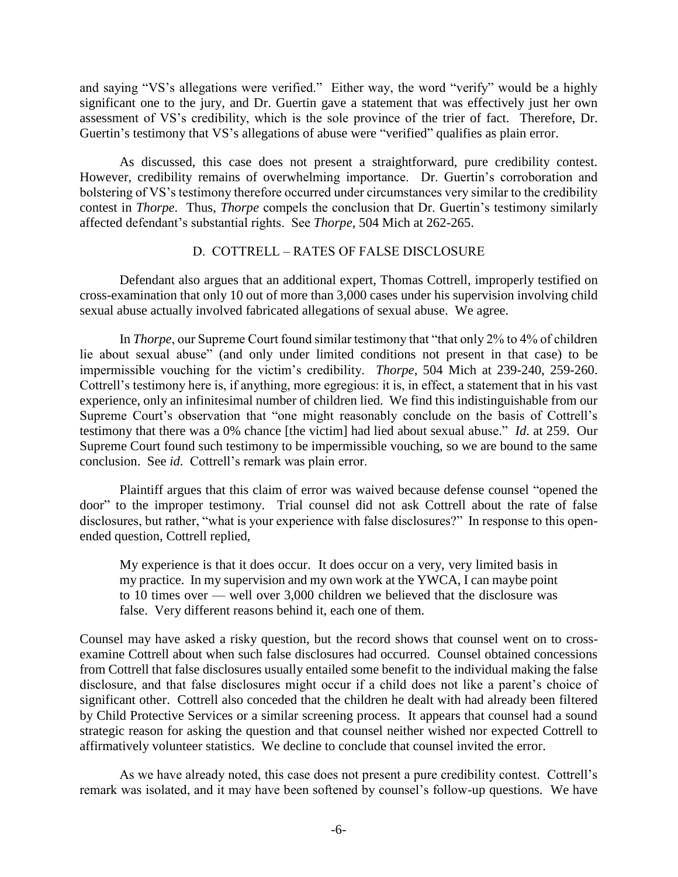and saying "VS's allegations were verified." Either way, the word "verify" would be a highly significant one to the jury, and Dr. Guertin gave a statement that was effectively just her own assessment of VS's credibility, which is the sole province of the trier of fact. Therefore, Dr. Guertin's testimony that VS's allegations of abuse were "verified" qualifies as plain error.

As discussed, this case does not present a straightforward, pure credibility contest. However, credibility remains of overwhelming importance. Dr. Guertin's corroboration and bolstering of VS's testimony therefore occurred under circumstances very similar to the credibility contest in *Thorpe*. Thus, *Thorpe* compels the conclusion that Dr. Guertin's testimony similarly affected defendant's substantial rights. See *Thorpe*, 504 Mich at 262-265.

### D. COTTRELL – RATES OF FALSE DISCLOSURE

Defendant also argues that an additional expert, Thomas Cottrell, improperly testified on cross-examination that only 10 out of more than 3,000 cases under his supervision involving child sexual abuse actually involved fabricated allegations of sexual abuse. We agree.

In *Thorpe*, our Supreme Court found similar testimony that "that only 2% to 4% of children lie about sexual abuse" (and only under limited conditions not present in that case) to be impermissible vouching for the victim's credibility. *Thorpe*, 504 Mich at 239-240, 259-260. Cottrell's testimony here is, if anything, more egregious: it is, in effect, a statement that in his vast experience, only an infinitesimal number of children lied. We find this indistinguishable from our Supreme Court's observation that "one might reasonably conclude on the basis of Cottrell's testimony that there was a 0% chance [the victim] had lied about sexual abuse." *Id*. at 259. Our Supreme Court found such testimony to be impermissible vouching, so we are bound to the same conclusion. See *id*. Cottrell's remark was plain error.

Plaintiff argues that this claim of error was waived because defense counsel "opened the door" to the improper testimony. Trial counsel did not ask Cottrell about the rate of false disclosures, but rather, "what is your experience with false disclosures?" In response to this open-ended question, Cottrell replied,

> My experience is that it does occur. It does occur on a very, very limited basis in my practice. In my supervision and my own work at the YWCA, I can maybe point to 10 times over — well over 3,000 children we believed that the disclosure was false. Very different reasons behind it, each one of them.

Counsel may have asked a risky question, but the record shows that counsel went on to cross-examine Cottrell about when such false disclosures had occurred. Counsel obtained concessions from Cottrell that false disclosures usually entailed some benefit to the individual making the false disclosure, and that false disclosures might occur if a child does not like a parent's choice of significant other. Cottrell also conceded that the children he dealt with had already been filtered by Child Protective Services or a similar screening process. It appears that counsel had a sound strategic reason for asking the question and that counsel neither wished nor expected Cottrell to affirmatively volunteer statistics. We decline to conclude that counsel invited the error.

As we have already noted, this case does not present a pure credibility contest. Cottrell's remark was isolated, and it may have been softened by counsel's follow-up questions. We have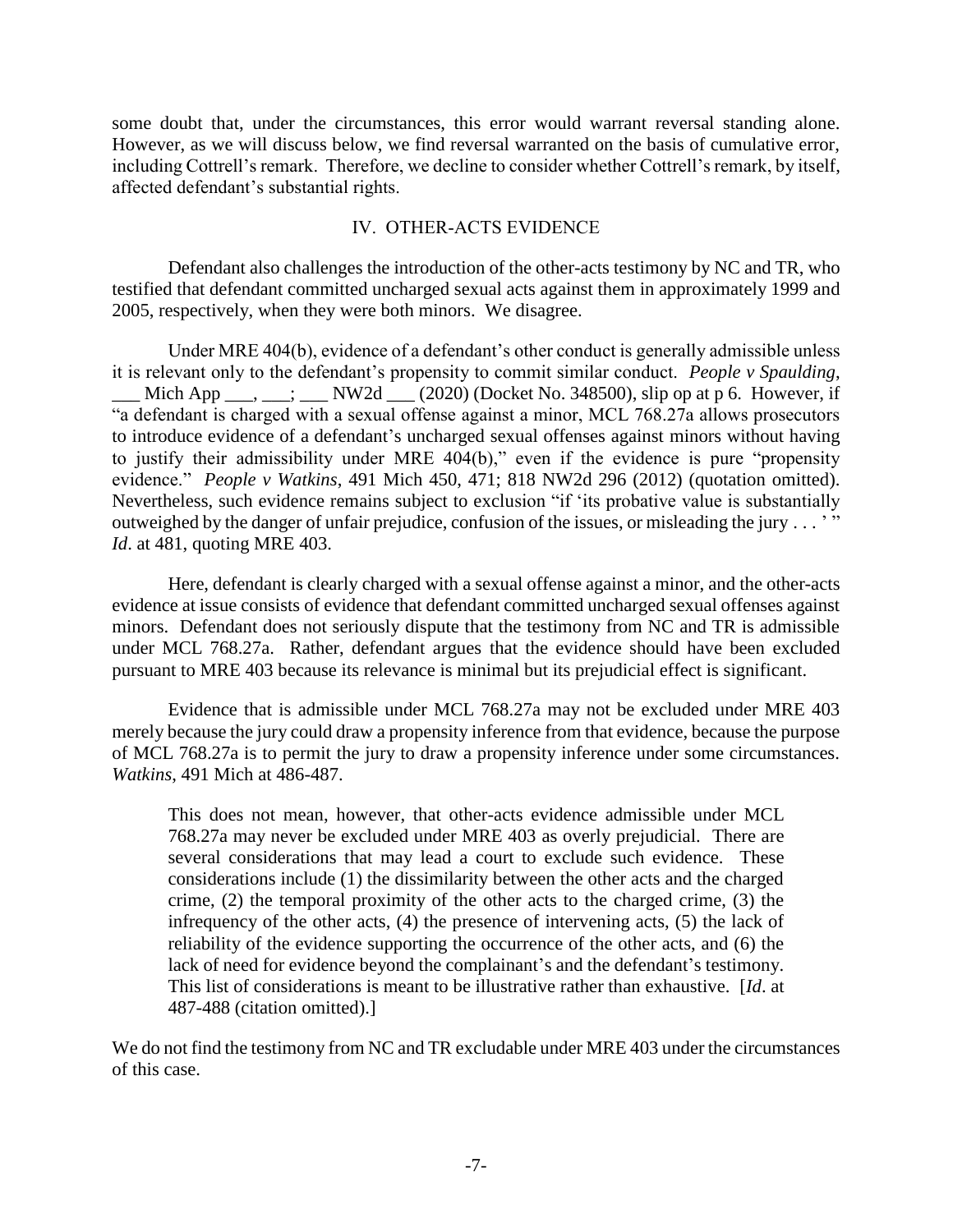some doubt that, under the circumstances, this error would warrant reversal standing alone. However, as we will discuss below, we find reversal warranted on the basis of cumulative error, including Cottrell's remark. Therefore, we decline to consider whether Cottrell's remark, by itself, affected defendant's substantial rights.

## IV. OTHER-ACTS EVIDENCE

Defendant also challenges the introduction of the other-acts testimony by NC and TR, who testified that defendant committed uncharged sexual acts against them in approximately 1999 and 2005, respectively, when they were both minors. We disagree.

Under MRE 404(b), evidence of a defendant's other conduct is generally admissible unless it is relevant only to the defendant's propensity to commit similar conduct. *People v Spaulding*, ___ Mich App ___, ___; ___ NW2d ___ (2020) (Docket No. 348500), slip op at p 6. However, if "a defendant is charged with a sexual offense against a minor, MCL 768.27a allows prosecutors to introduce evidence of a defendant's uncharged sexual offenses against minors without having to justify their admissibility under MRE 404(b)," even if the evidence is pure "propensity evidence." *People v Watkins*, 491 Mich 450, 471; 818 NW2d 296 (2012) (quotation omitted). Nevertheless, such evidence remains subject to exclusion "if 'its probative value is substantially outweighed by the danger of unfair prejudice, confusion of the issues, or misleading the jury . . . ' " *Id*. at 481, quoting MRE 403.

Here, defendant is clearly charged with a sexual offense against a minor, and the other-acts evidence at issue consists of evidence that defendant committed uncharged sexual offenses against minors. Defendant does not seriously dispute that the testimony from NC and TR is admissible under MCL 768.27a. Rather, defendant argues that the evidence should have been excluded pursuant to MRE 403 because its relevance is minimal but its prejudicial effect is significant.

Evidence that is admissible under MCL 768.27a may not be excluded under MRE 403 merely because the jury could draw a propensity inference from that evidence, because the purpose of MCL 768.27a is to permit the jury to draw a propensity inference under some circumstances. *Watkins*, 491 Mich at 486-487.

> This does not mean, however, that other-acts evidence admissible under MCL 768.27a may never be excluded under MRE 403 as overly prejudicial. There are several considerations that may lead a court to exclude such evidence. These considerations include (1) the dissimilarity between the other acts and the charged crime, (2) the temporal proximity of the other acts to the charged crime, (3) the infrequency of the other acts, (4) the presence of intervening acts, (5) the lack of reliability of the evidence supporting the occurrence of the other acts, and (6) the lack of need for evidence beyond the complainant's and the defendant's testimony. This list of considerations is meant to be illustrative rather than exhaustive. [*Id*. at 487-488 (citation omitted).]

We do not find the testimony from NC and TR excludable under MRE 403 under the circumstances of this case.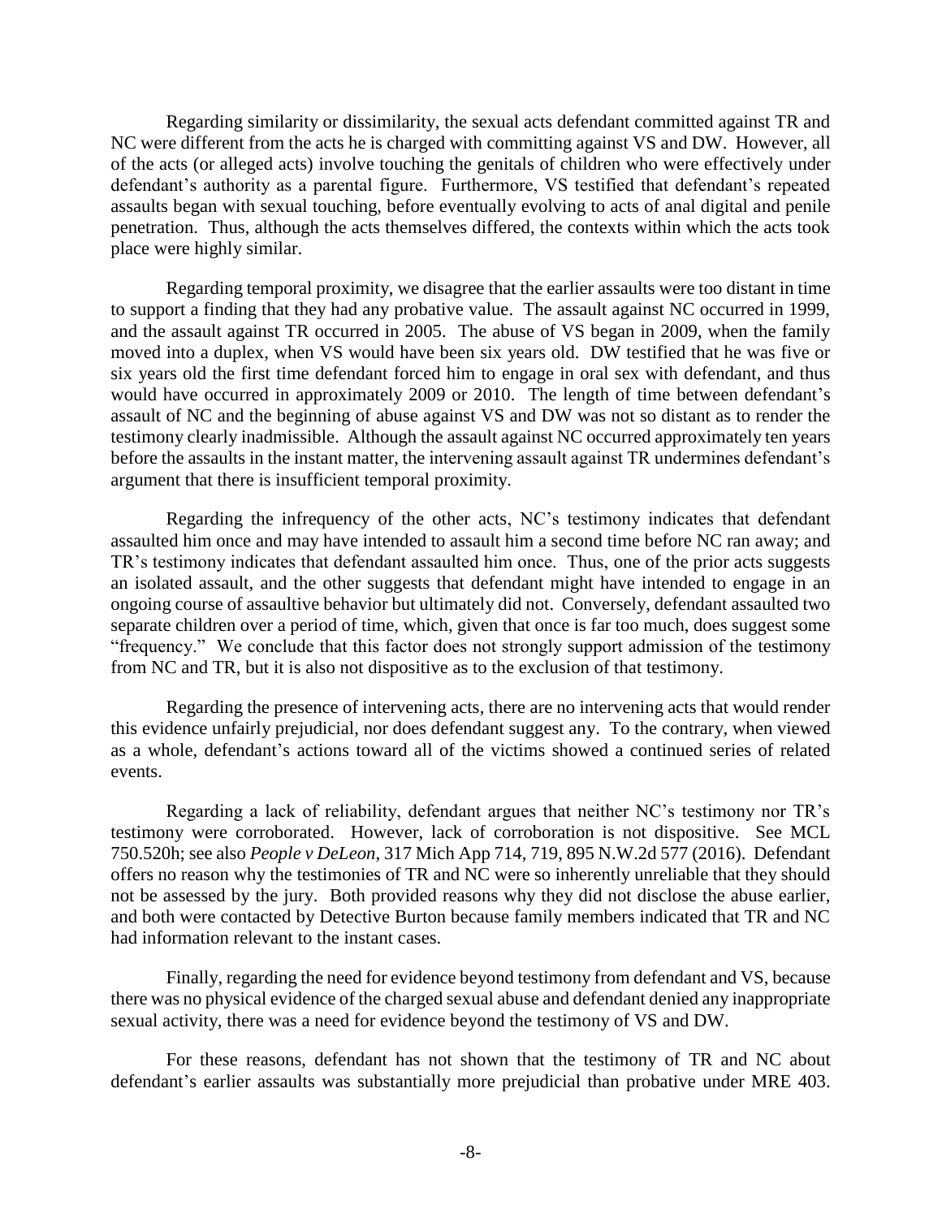Regarding similarity or dissimilarity, the sexual acts defendant committed against TR and NC were different from the acts he is charged with committing against VS and DW. However, all of the acts (or alleged acts) involve touching the genitals of children who were effectively under defendant's authority as a parental figure. Furthermore, VS testified that defendant's repeated assaults began with sexual touching, before eventually evolving to acts of anal digital and penile penetration. Thus, although the acts themselves differed, the contexts within which the acts took place were highly similar.

Regarding temporal proximity, we disagree that the earlier assaults were too distant in time to support a finding that they had any probative value. The assault against NC occurred in 1999, and the assault against TR occurred in 2005. The abuse of VS began in 2009, when the family moved into a duplex, when VS would have been six years old. DW testified that he was five or six years old the first time defendant forced him to engage in oral sex with defendant, and thus would have occurred in approximately 2009 or 2010. The length of time between defendant's assault of NC and the beginning of abuse against VS and DW was not so distant as to render the testimony clearly inadmissible. Although the assault against NC occurred approximately ten years before the assaults in the instant matter, the intervening assault against TR undermines defendant's argument that there is insufficient temporal proximity.

Regarding the infrequency of the other acts, NC's testimony indicates that defendant assaulted him once and may have intended to assault him a second time before NC ran away; and TR's testimony indicates that defendant assaulted him once. Thus, one of the prior acts suggests an isolated assault, and the other suggests that defendant might have intended to engage in an ongoing course of assaultive behavior but ultimately did not. Conversely, defendant assaulted two separate children over a period of time, which, given that once is far too much, does suggest some "frequency." We conclude that this factor does not strongly support admission of the testimony from NC and TR, but it is also not dispositive as to the exclusion of that testimony.

Regarding the presence of intervening acts, there are no intervening acts that would render this evidence unfairly prejudicial, nor does defendant suggest any. To the contrary, when viewed as a whole, defendant's actions toward all of the victims showed a continued series of related events.

Regarding a lack of reliability, defendant argues that neither NC's testimony nor TR's testimony were corroborated. However, lack of corroboration is not dispositive. See MCL 750.520h; see also *People v DeLeon*, 317 Mich App 714, 719, 895 N.W.2d 577 (2016). Defendant offers no reason why the testimonies of TR and NC were so inherently unreliable that they should not be assessed by the jury. Both provided reasons why they did not disclose the abuse earlier, and both were contacted by Detective Burton because family members indicated that TR and NC had information relevant to the instant cases.

Finally, regarding the need for evidence beyond testimony from defendant and VS, because there was no physical evidence of the charged sexual abuse and defendant denied any inappropriate sexual activity, there was a need for evidence beyond the testimony of VS and DW.

For these reasons, defendant has not shown that the testimony of TR and NC about defendant's earlier assaults was substantially more prejudicial than probative under MRE 403.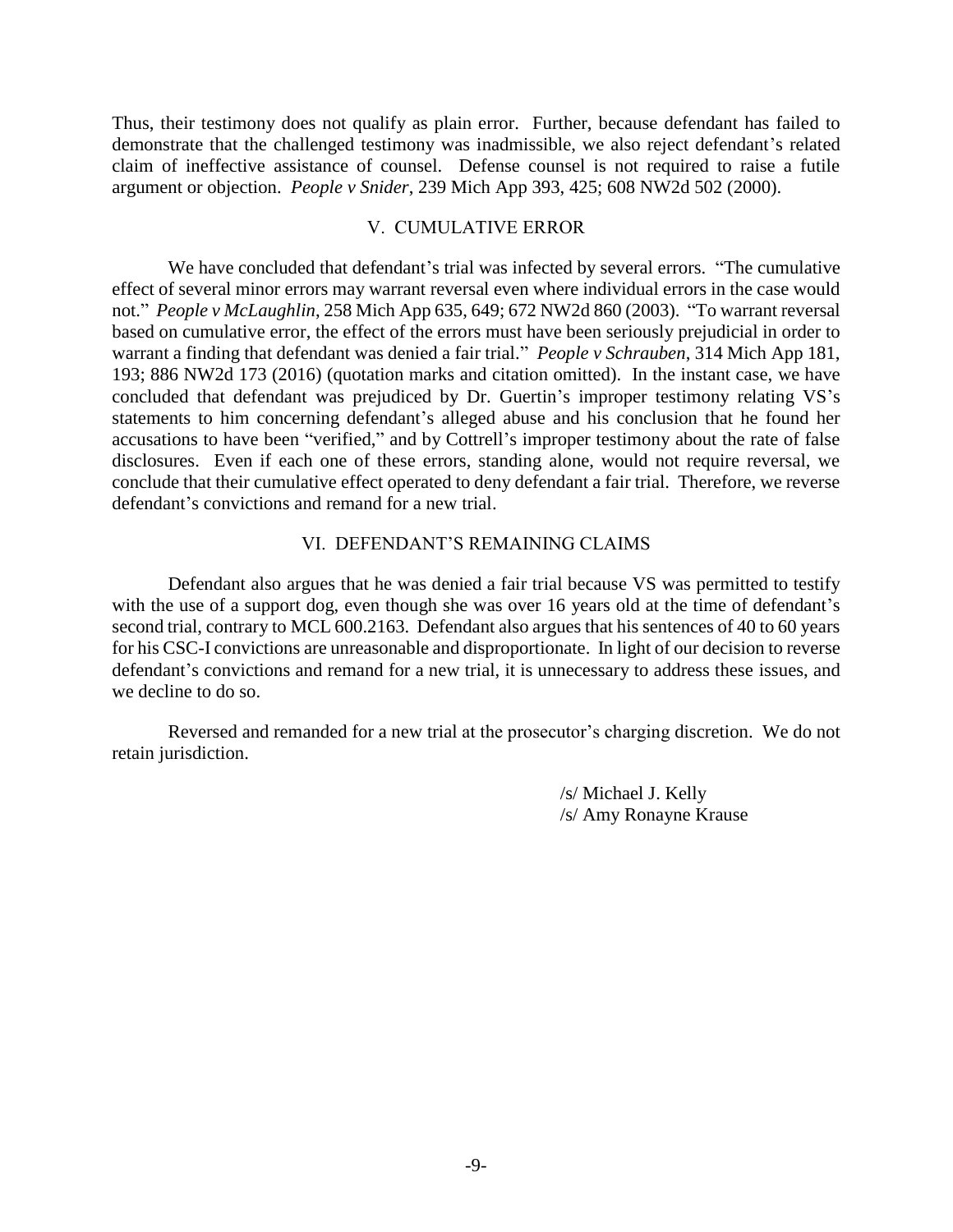Thus, their testimony does not qualify as plain error. Further, because defendant has failed to demonstrate that the challenged testimony was inadmissible, we also reject defendant's related claim of ineffective assistance of counsel. Defense counsel is not required to raise a futile argument or objection. *People v Snider*, 239 Mich App 393, 425; 608 NW2d 502 (2000).

## V. CUMULATIVE ERROR

We have concluded that defendant's trial was infected by several errors. "The cumulative effect of several minor errors may warrant reversal even where individual errors in the case would not." *People v McLaughlin*, 258 Mich App 635, 649; 672 NW2d 860 (2003). "To warrant reversal based on cumulative error, the effect of the errors must have been seriously prejudicial in order to warrant a finding that defendant was denied a fair trial." *People v Schrauben*, 314 Mich App 181, 193; 886 NW2d 173 (2016) (quotation marks and citation omitted). In the instant case, we have concluded that defendant was prejudiced by Dr. Guertin's improper testimony relating VS's statements to him concerning defendant's alleged abuse and his conclusion that he found her accusations to have been "verified," and by Cottrell's improper testimony about the rate of false disclosures. Even if each one of these errors, standing alone, would not require reversal, we conclude that their cumulative effect operated to deny defendant a fair trial. Therefore, we reverse defendant's convictions and remand for a new trial.

## VI. DEFENDANT'S REMAINING CLAIMS

Defendant also argues that he was denied a fair trial because VS was permitted to testify with the use of a support dog, even though she was over 16 years old at the time of defendant's second trial, contrary to MCL 600.2163. Defendant also argues that his sentences of 40 to 60 years for his CSC-I convictions are unreasonable and disproportionate. In light of our decision to reverse defendant's convictions and remand for a new trial, it is unnecessary to address these issues, and we decline to do so.

Reversed and remanded for a new trial at the prosecutor's charging discretion. We do not retain jurisdiction.

/s/ Michael J. Kelly
/s/ Amy Ronayne Krause